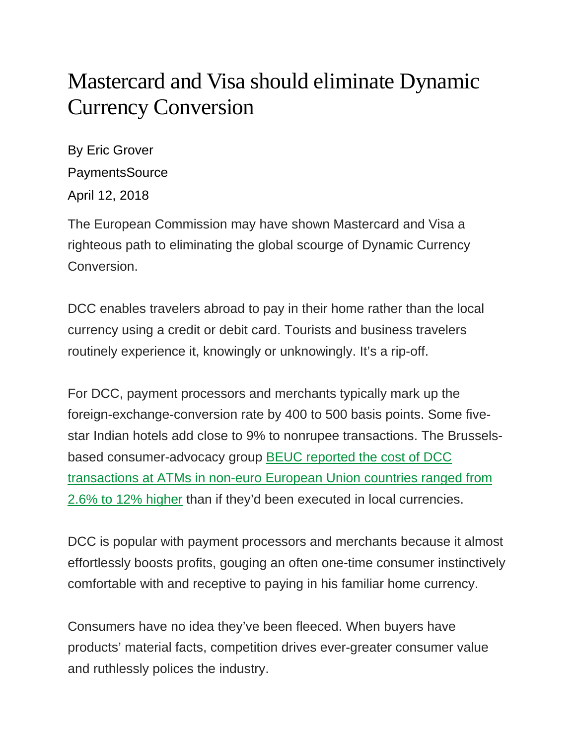# Mastercard and Visa should eliminate Dynamic Currency Conversion

By Eric Grover

PaymentsSource

April 12, 2018

The European Commission may have shown Mastercard and Visa a righteous path to eliminating the global scourge of Dynamic Currency Conversion.

DCC enables travelers abroad to pay in their home rather than the local currency using a credit or debit card. Tourists and business travelers routinely experience it, knowingly or unknowingly. It's a rip-off.

For DCC, payment processors and merchants typically mark up the foreign-exchange-conversion rate by 400 to 500 basis points. Some five-star Indian hotels add close to 9% to nonrupee transactions. The Brussels-based consumer-advocacy group BEUC reported the cost of DCC transactions at ATMs in non-euro European Union countries ranged from 2.6% to 12% higher than if they'd been executed in local currencies.

DCC is popular with payment processors and merchants because it almost effortlessly boosts profits, gouging an often one-time consumer instinctively comfortable with and receptive to paying in his familiar home currency.

Consumers have no idea they've been fleeced. When buyers have products' material facts, competition drives ever-greater consumer value and ruthlessly polices the industry.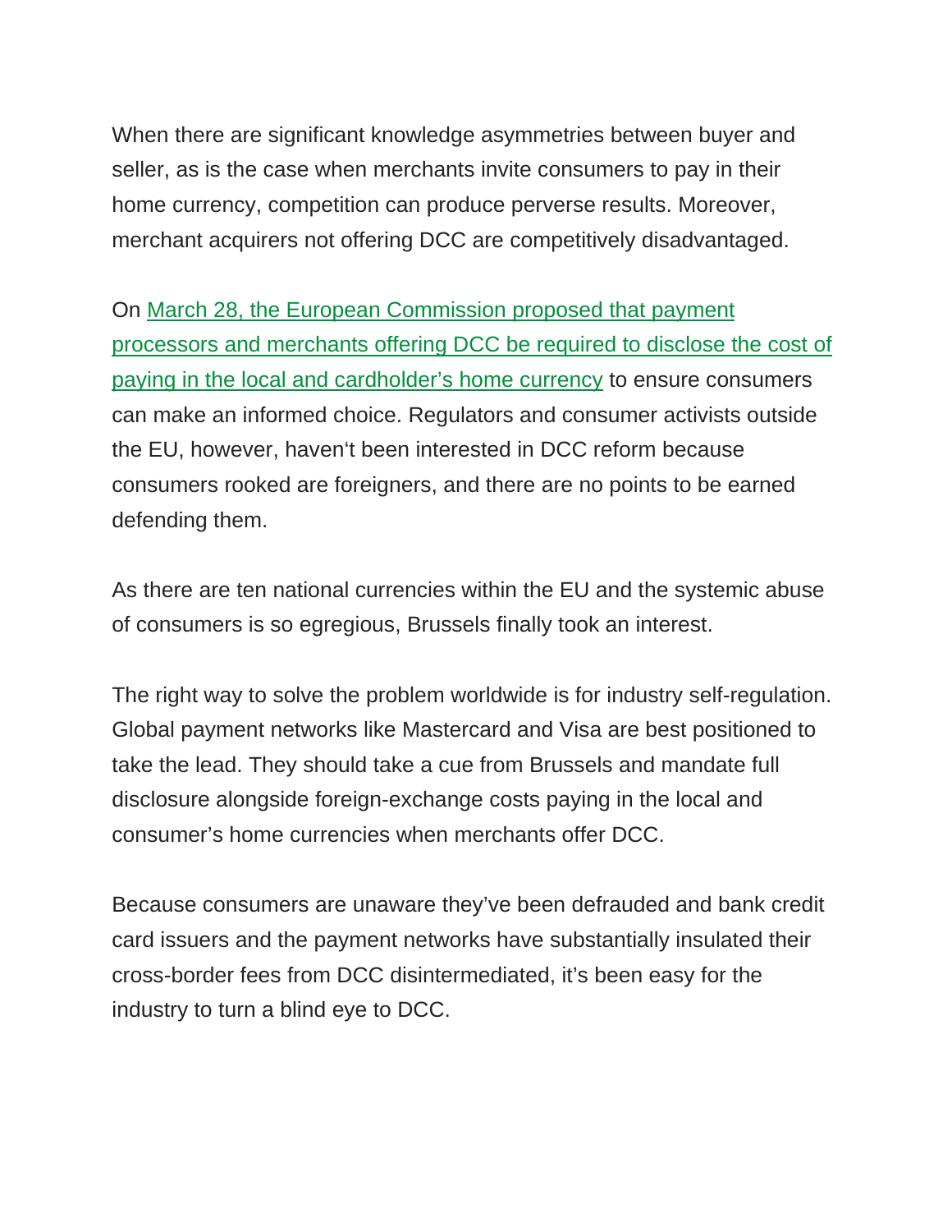When there are significant knowledge asymmetries between buyer and seller, as is the case when merchants invite consumers to pay in their home currency, competition can produce perverse results. Moreover, merchant acquirers not offering DCC are competitively disadvantaged.

On March 28, the European Commission proposed that payment processors and merchants offering DCC be required to disclose the cost of paying in the local and cardholder's home currency to ensure consumers can make an informed choice. Regulators and consumer activists outside the EU, however, haven't been interested in DCC reform because consumers rooked are foreigners, and there are no points to be earned defending them.

As there are ten national currencies within the EU and the systemic abuse of consumers is so egregious, Brussels finally took an interest.

The right way to solve the problem worldwide is for industry self-regulation. Global payment networks like Mastercard and Visa are best positioned to take the lead. They should take a cue from Brussels and mandate full disclosure alongside foreign-exchange costs paying in the local and consumer's home currencies when merchants offer DCC.

Because consumers are unaware they've been defrauded and bank credit card issuers and the payment networks have substantially insulated their cross-border fees from DCC disintermediated, it's been easy for the industry to turn a blind eye to DCC.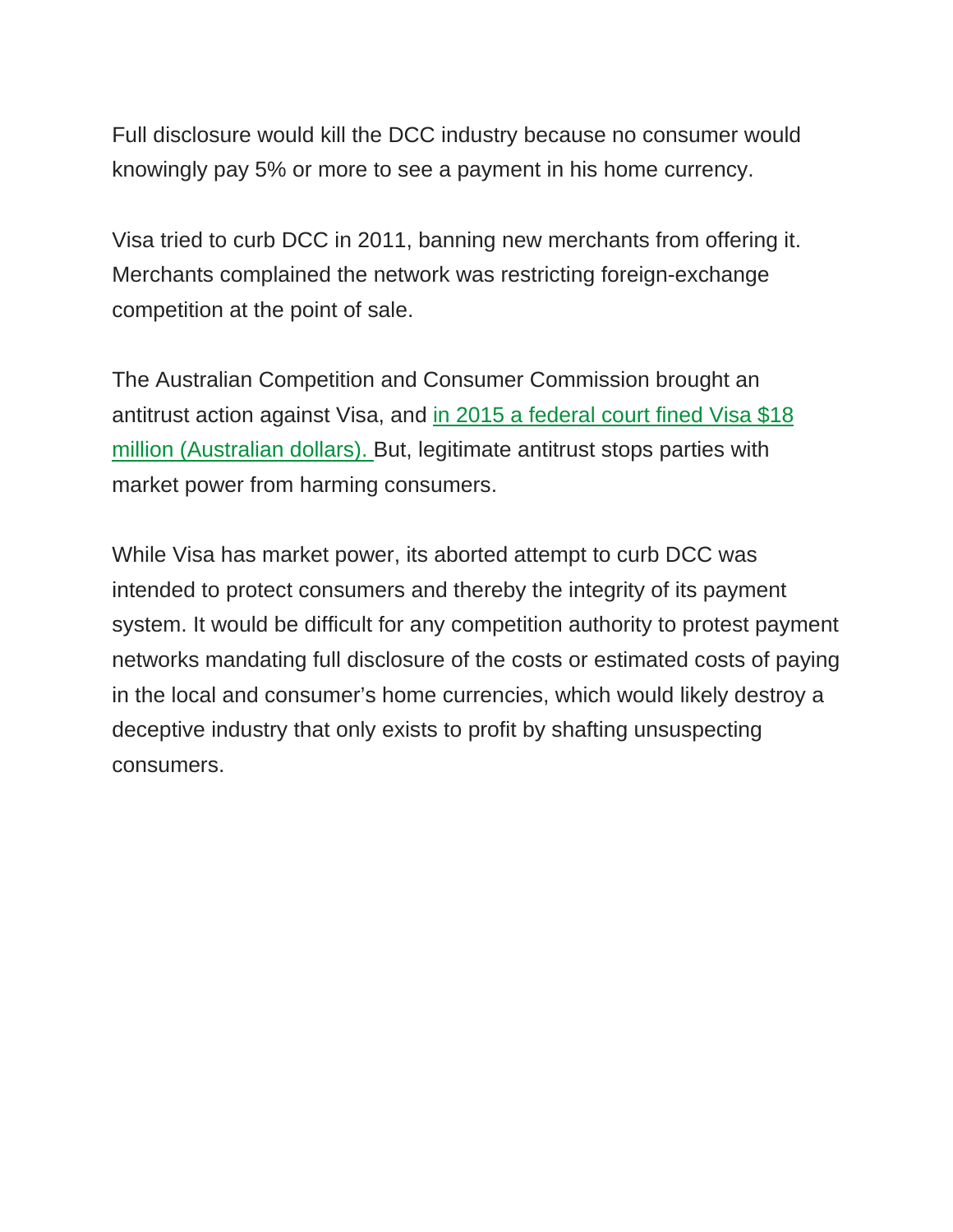Full disclosure would kill the DCC industry because no consumer would knowingly pay 5% or more to see a payment in his home currency.

Visa tried to curb DCC in 2011, banning new merchants from offering it. Merchants complained the network was restricting foreign-exchange competition at the point of sale.

The Australian Competition and Consumer Commission brought an antitrust action against Visa, and in 2015 a federal court fined Visa $18 million (Australian dollars). But, legitimate antitrust stops parties with market power from harming consumers.

While Visa has market power, its aborted attempt to curb DCC was intended to protect consumers and thereby the integrity of its payment system. It would be difficult for any competition authority to protest payment networks mandating full disclosure of the costs or estimated costs of paying in the local and consumer's home currencies, which would likely destroy a deceptive industry that only exists to profit by shafting unsuspecting consumers.